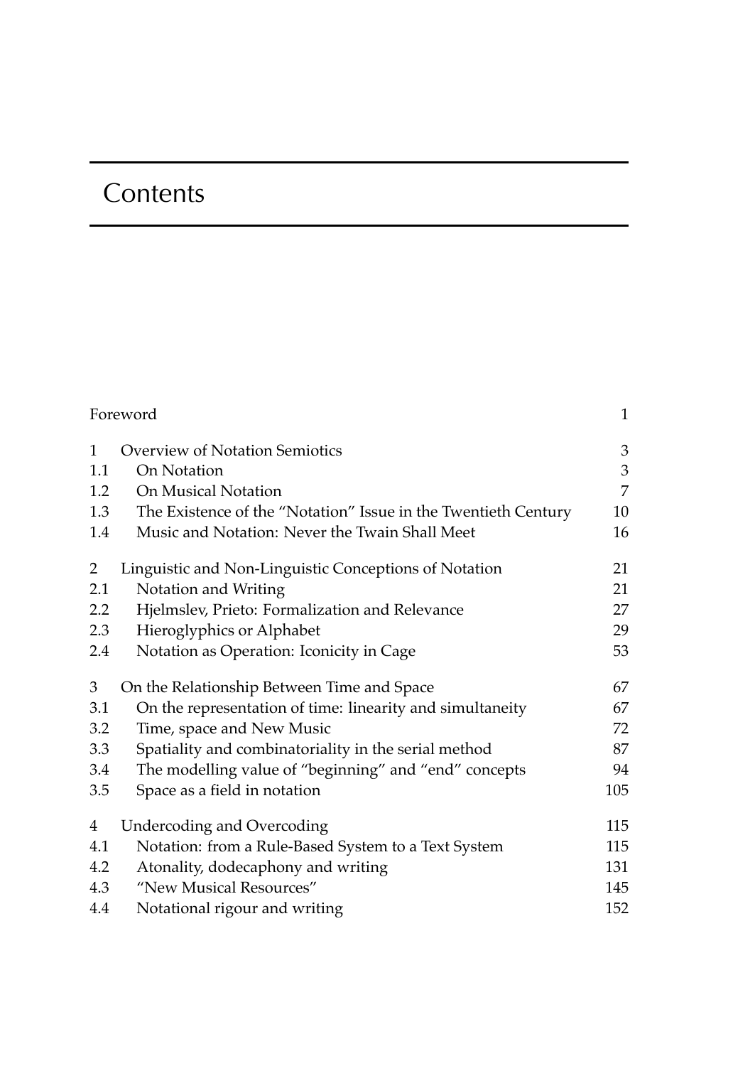# Contents

| | | |
|---|---|---|
| Foreword | | 1 |
| 1 | Overview of Notation Semiotics | 3 |
| 1.1 | On Notation | 3 |
| 1.2 | On Musical Notation | 7 |
| 1.3 | The Existence of the "Notation" Issue in the Twentieth Century | 10 |
| 1.4 | Music and Notation: Never the Twain Shall Meet | 16 |
| 2 | Linguistic and Non-Linguistic Conceptions of Notation | 21 |
| 2.1 | Notation and Writing | 21 |
| 2.2 | Hjelmslev, Prieto: Formalization and Relevance | 27 |
| 2.3 | Hieroglyphics or Alphabet | 29 |
| 2.4 | Notation as Operation: Iconicity in Cage | 53 |
| 3 | On the Relationship Between Time and Space | 67 |
| 3.1 | On the representation of time: linearity and simultaneity | 67 |
| 3.2 | Time, space and New Music | 72 |
| 3.3 | Spatiality and combinatoriality in the serial method | 87 |
| 3.4 | The modelling value of "beginning" and "end" concepts | 94 |
| 3.5 | Space as a field in notation | 105 |
| 4 | Undercoding and Overcoding | 115 |
| 4.1 | Notation: from a Rule-Based System to a Text System | 115 |
| 4.2 | Atonality, dodecaphony and writing | 131 |
| 4.3 | "New Musical Resources" | 145 |
| 4.4 | Notational rigour and writing | 152 |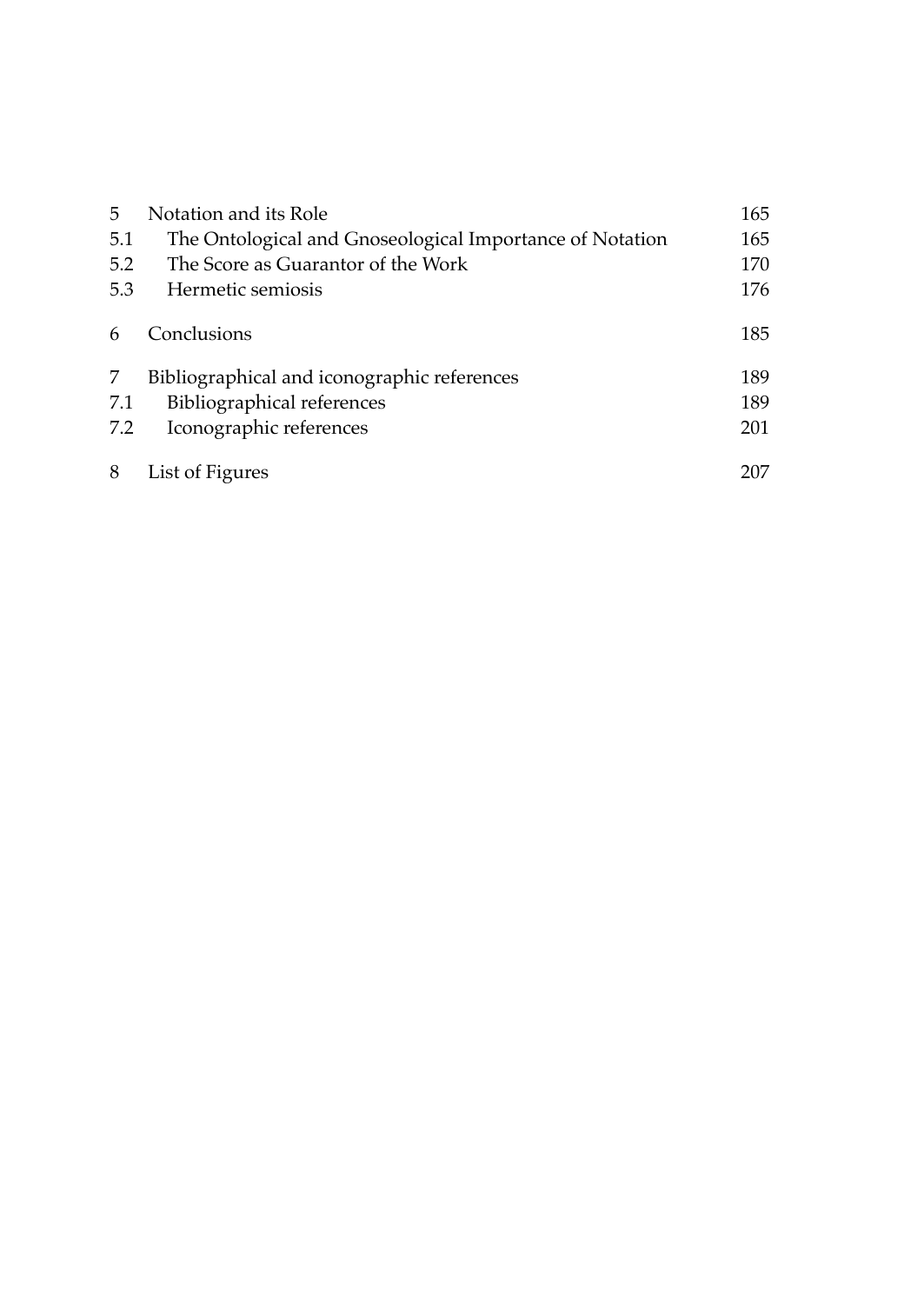| | | |
|---|---|---|
| 5 | Notation and its Role | 165 |
| 5.1 | The Ontological and Gnoseological Importance of Notation | 165 |
| 5.2 | The Score as Guarantor of the Work | 170 |
| 5.3 | Hermetic semiosis | 176 |
| 6 | Conclusions | 185 |
| 7 | Bibliographical and iconographic references | 189 |
| 7.1 | Bibliographical references | 189 |
| 7.2 | Iconographic references | 201 |
| 8 | List of Figures | 207 |